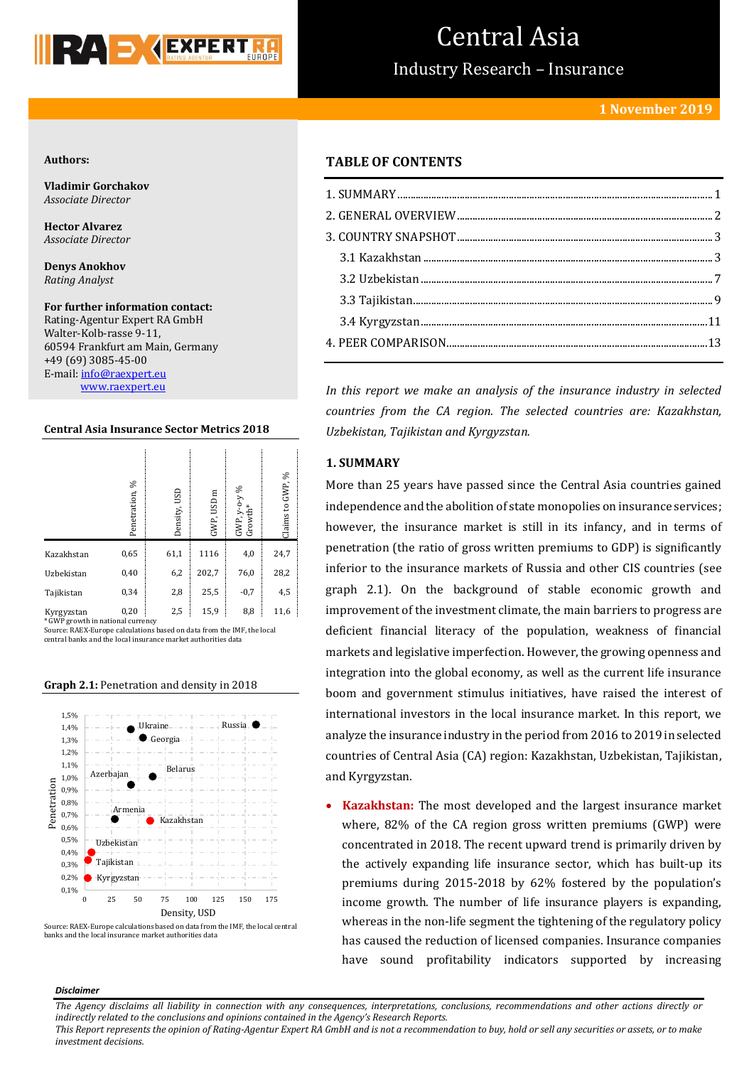# Central Asia

## Industry Research – Insurance

**1 November 2019**

**Authors:**

**Vladimir Gorchakov**
*Associate Director*

**Hector Alvarez**
*Associate Director*

**Denys Anokhov**
*Rating Analyst*

**For further information contact:**
Rating-Agentur Expert RA GmbH
Walter-Kolb-rasse 9-11,
60594 Frankfurt am Main, Germany
+49 (69) 3085-45-00
E-mail: info@raexpert.eu
www.raexpert.eu

**Central Asia Insurance Sector Metrics 2018**

| | Penetration, % | Density, USD | GWP, USD m | GWP, y-o-y % Growth* | Claims to GWP, % |
|---|---|---|---|---|---|
| Kazakhstan | 0,65 | 61,1 | 1116 | 4,0 | 24,7 |
| Uzbekistan | 0,40 | 6,2 | 202,7 | 76,0 | 28,2 |
| Tajikistan | 0,34 | 2,8 | 25,5 | -0,7 | 4,5 |
| Kyrgyzstan | 0,20 | 2,5 | 15,9 | 8,8 | 11,6 |

\* GWP growth in national currency
Source: RAEX-Europe calculations based on data from the IMF, the local central banks and the local insurance market authorities data

**Graph 2.1:** Penetration and density in 2018

| Country | Penetration (approx.) | Density, USD (approx.) |
|---|---|---|
| Ukraine | 1,4% | ~44 |
| Russia | 1,4% | ~160 |
| Georgia | 1,3% | ~55 |
| Belarus | 1,0% | ~64 |
| Azerbaijan | 0,9% | ~44 |
| Armenia | 0,7% | ~29 |
| Kazakhstan | 0,65% | 61,1 |
| Uzbekistan | 0,40% | 6,2 |
| Tajikistan | 0,34% | 2,8 |
| Kyrgyzstan | 0,20% | 2,5 |

Source: RAEX-Europe calculations based on data from the IMF, the local central banks and the local insurance market authorities data

## TABLE OF CONTENTS

1. SUMMARY ........ 1
2. GENERAL OVERVIEW ........ 2
3. COUNTRY SNAPSHOT ........ 3
   - 3.1 Kazakhstan ........ 3
   - 3.2 Uzbekistan ........ 7
   - 3.3 Tajikistan ........ 9
   - 3.4 Kyrgyzstan ........ 11
4. PEER COMPARISON ........ 13

*In this report we make an analysis of the insurance industry in selected countries from the CA region. The selected countries are: Kazakhstan, Uzbekistan, Tajikistan and Kyrgyzstan.*

### 1. SUMMARY

More than 25 years have passed since the Central Asia countries gained independence and the abolition of state monopolies on insurance services; however, the insurance market is still in its infancy, and in terms of penetration (the ratio of gross written premiums to GDP) is significantly inferior to the insurance markets of Russia and other CIS countries (see graph 2.1). On the background of stable economic growth and improvement of the investment climate, the main barriers to progress are deficient financial literacy of the population, weakness of financial markets and legislative imperfection. However, the growing openness and integration into the global economy, as well as the current life insurance boom and government stimulus initiatives, have raised the interest of international investors in the local insurance market. In this report, we analyze the insurance industry in the period from 2016 to 2019 in selected countries of Central Asia (CA) region: Kazakhstan, Uzbekistan, Tajikistan, and Kyrgyzstan.

- **Kazakhstan:** The most developed and the largest insurance market where, 82% of the CA region gross written premiums (GWP) were concentrated in 2018. The recent upward trend is primarily driven by the actively expanding life insurance sector, which has built-up its premiums during 2015-2018 by 62% fostered by the population's income growth. The number of life insurance players is expanding, whereas in the non-life segment the tightening of the regulatory policy has caused the reduction of licensed companies. Insurance companies have sound profitability indicators supported by increasing

***Disclaimer***

*The Agency disclaims all liability in connection with any consequences, interpretations, conclusions, recommendations and other actions directly or indirectly related to the conclusions and opinions contained in the Agency's Research Reports.*
*This Report represents the opinion of Rating-Agentur Expert RA GmbH and is not a recommendation to buy, hold or sell any securities or assets, or to make investment decisions.*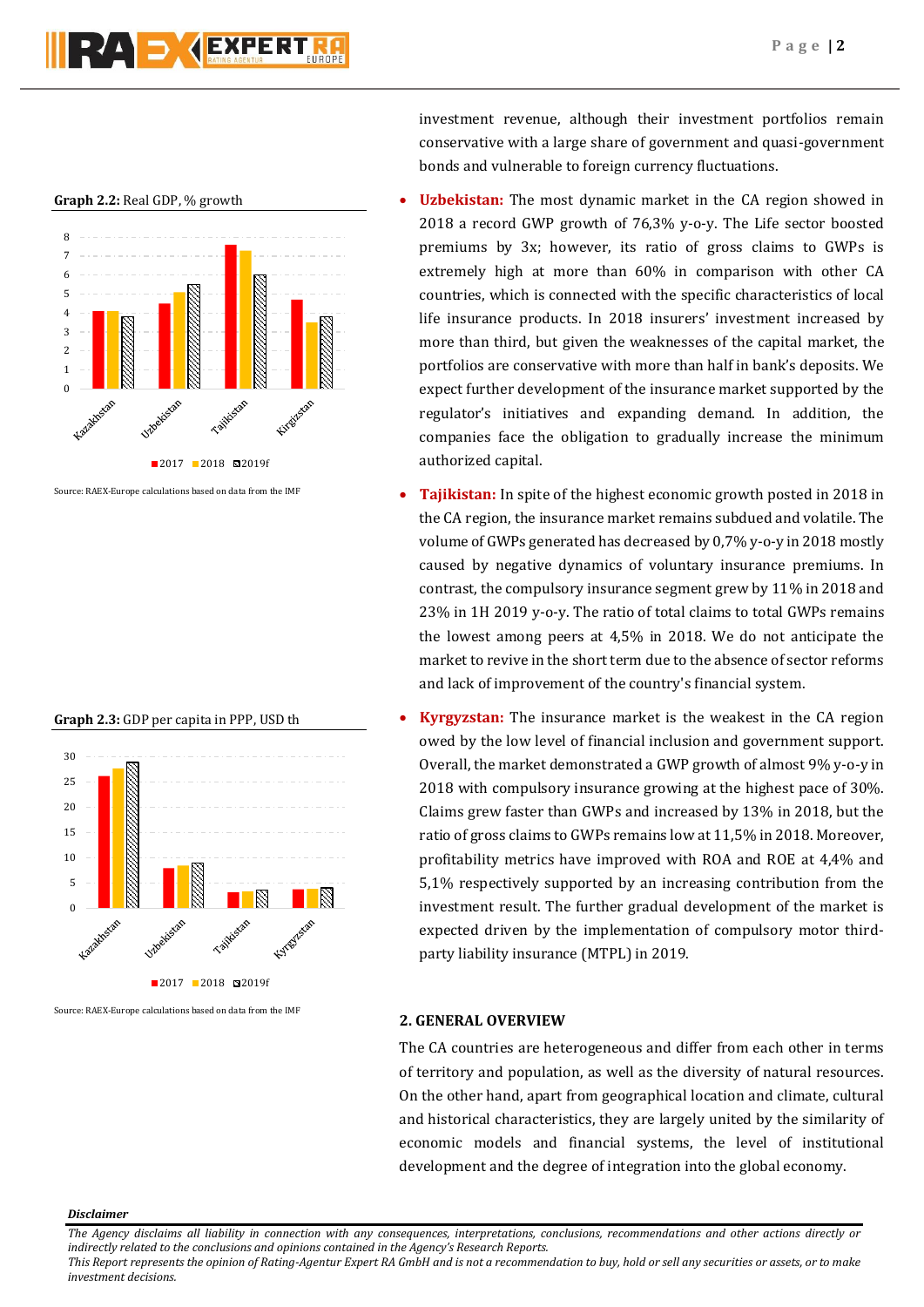**Graph 2.2:** Real GDP, % growth

Source: RAEX-Europe calculations based on data from the IMF

**Graph 2.3:** GDP per capita in PPP, USD th

Source: RAEX-Europe calculations based on data from the IMF

investment revenue, although their investment portfolios remain conservative with a large share of government and quasi-government bonds and vulnerable to foreign currency fluctuations.

- **Uzbekistan:** The most dynamic market in the CA region showed in 2018 a record GWP growth of 76,3% y-o-y. The Life sector boosted premiums by 3x; however, its ratio of gross claims to GWPs is extremely high at more than 60% in comparison with other CA countries, which is connected with the specific characteristics of local life insurance products. In 2018 insurers' investment increased by more than third, but given the weaknesses of the capital market, the portfolios are conservative with more than half in bank's deposits. We expect further development of the insurance market supported by the regulator's initiatives and expanding demand. In addition, the companies face the obligation to gradually increase the minimum authorized capital.
- **Tajikistan:** In spite of the highest economic growth posted in 2018 in the CA region, the insurance market remains subdued and volatile. The volume of GWPs generated has decreased by 0,7% y-o-y in 2018 mostly caused by negative dynamics of voluntary insurance premiums. In contrast, the compulsory insurance segment grew by 11% in 2018 and 23% in 1H 2019 y-o-y. The ratio of total claims to total GWPs remains the lowest among peers at 4,5% in 2018. We do not anticipate the market to revive in the short term due to the absence of sector reforms and lack of improvement of the country's financial system.
- **Kyrgyzstan:** The insurance market is the weakest in the CA region owed by the low level of financial inclusion and government support. Overall, the market demonstrated a GWP growth of almost 9% y-o-y in 2018 with compulsory insurance growing at the highest pace of 30%. Claims grew faster than GWPs and increased by 13% in 2018, but the ratio of gross claims to GWPs remains low at 11,5% in 2018. Moreover, profitability metrics have improved with ROA and ROE at 4,4% and 5,1% respectively supported by an increasing contribution from the investment result. The further gradual development of the market is expected driven by the implementation of compulsory motor third-party liability insurance (MTPL) in 2019.

## 2. GENERAL OVERVIEW

The CA countries are heterogeneous and differ from each other in terms of territory and population, as well as the diversity of natural resources. On the other hand, apart from geographical location and climate, cultural and historical characteristics, they are largely united by the similarity of economic models and financial systems, the level of institutional development and the degree of integration into the global economy.

***Disclaimer***

*The Agency disclaims all liability in connection with any consequences, interpretations, conclusions, recommendations and other actions directly or indirectly related to the conclusions and opinions contained in the Agency's Research Reports.*
*This Report represents the opinion of Rating-Agentur Expert RA GmbH and is not a recommendation to buy, hold or sell any securities or assets, or to make investment decisions.*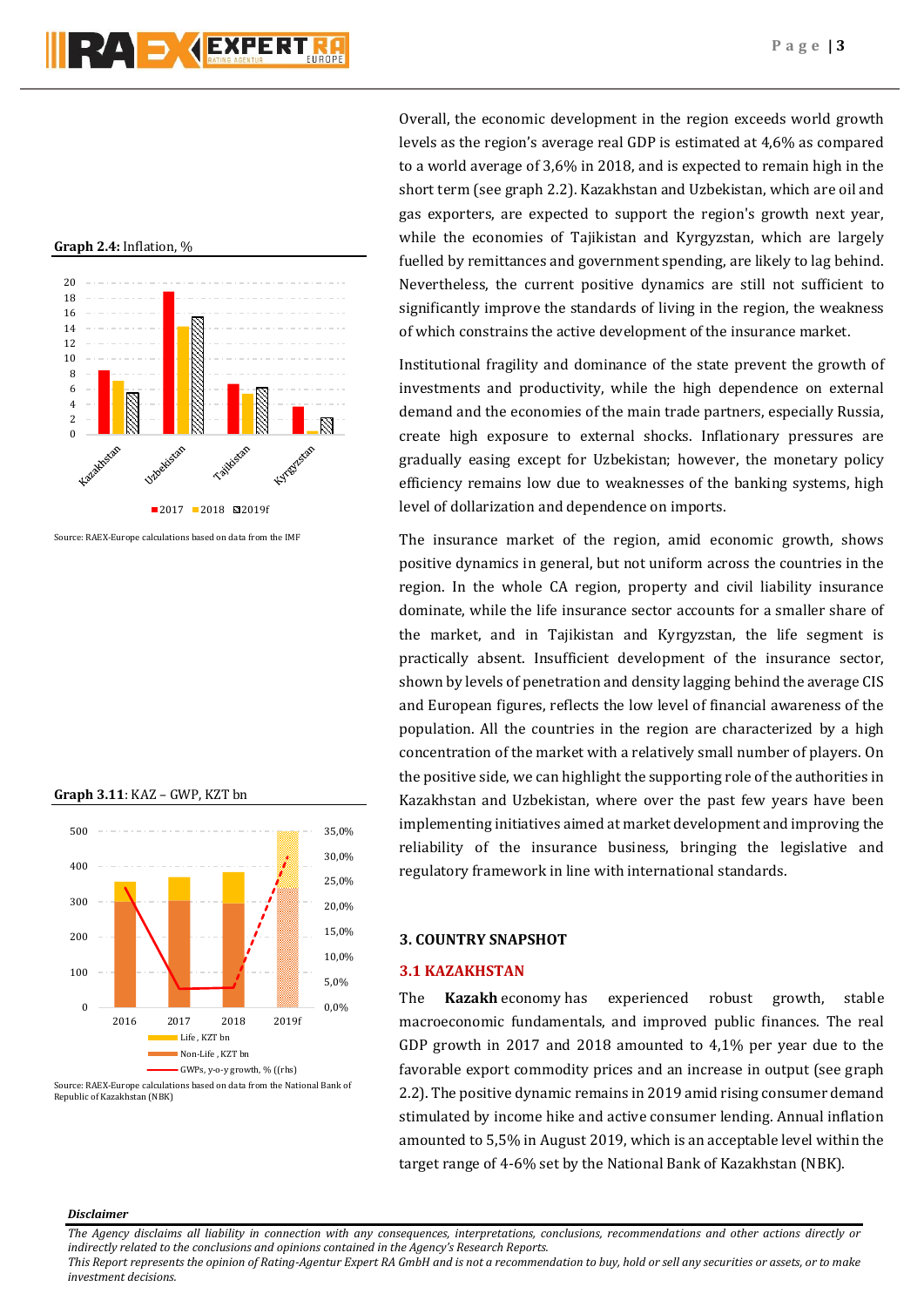**Graph 2.4:** Inflation, %

Source: RAEX-Europe calculations based on data from the IMF

**Graph 3.11**: KAZ – GWP, KZT bn

Source: RAEX-Europe calculations based on data from the National Bank of Republic of Kazakhstan (NBK)

Overall, the economic development in the region exceeds world growth levels as the region's average real GDP is estimated at 4,6% as compared to a world average of 3,6% in 2018, and is expected to remain high in the short term (see graph 2.2). Kazakhstan and Uzbekistan, which are oil and gas exporters, are expected to support the region's growth next year, while the economies of Tajikistan and Kyrgyzstan, which are largely fuelled by remittances and government spending, are likely to lag behind. Nevertheless, the current positive dynamics are still not sufficient to significantly improve the standards of living in the region, the weakness of which constrains the active development of the insurance market.

Institutional fragility and dominance of the state prevent the growth of investments and productivity, while the high dependence on external demand and the economies of the main trade partners, especially Russia, create high exposure to external shocks. Inflationary pressures are gradually easing except for Uzbekistan; however, the monetary policy efficiency remains low due to weaknesses of the banking systems, high level of dollarization and dependence on imports.

The insurance market of the region, amid economic growth, shows positive dynamics in general, but not uniform across the countries in the region. In the whole CA region, property and civil liability insurance dominate, while the life insurance sector accounts for a smaller share of the market, and in Tajikistan and Kyrgyzstan, the life segment is practically absent. Insufficient development of the insurance sector, shown by levels of penetration and density lagging behind the average CIS and European figures, reflects the low level of financial awareness of the population. All the countries in the region are characterized by a high concentration of the market with a relatively small number of players. On the positive side, we can highlight the supporting role of the authorities in Kazakhstan and Uzbekistan, where over the past few years have been implementing initiatives aimed at market development and improving the reliability of the insurance business, bringing the legislative and regulatory framework in line with international standards.

## 3. COUNTRY SNAPSHOT

### 3.1 KAZAKHSTAN

The **Kazakh** economy has experienced robust growth, stable macroeconomic fundamentals, and improved public finances. The real GDP growth in 2017 and 2018 amounted to 4,1% per year due to the favorable export commodity prices and an increase in output (see graph 2.2). The positive dynamic remains in 2019 amid rising consumer demand stimulated by income hike and active consumer lending. Annual inflation amounted to 5,5% in August 2019, which is an acceptable level within the target range of 4-6% set by the National Bank of Kazakhstan (NBK).

***Disclaimer***

*The Agency disclaims all liability in connection with any consequences, interpretations, conclusions, recommendations and other actions directly or indirectly related to the conclusions and opinions contained in the Agency's Research Reports.*
*This Report represents the opinion of Rating-Agentur Expert RA GmbH and is not a recommendation to buy, hold or sell any securities or assets, or to make investment decisions.*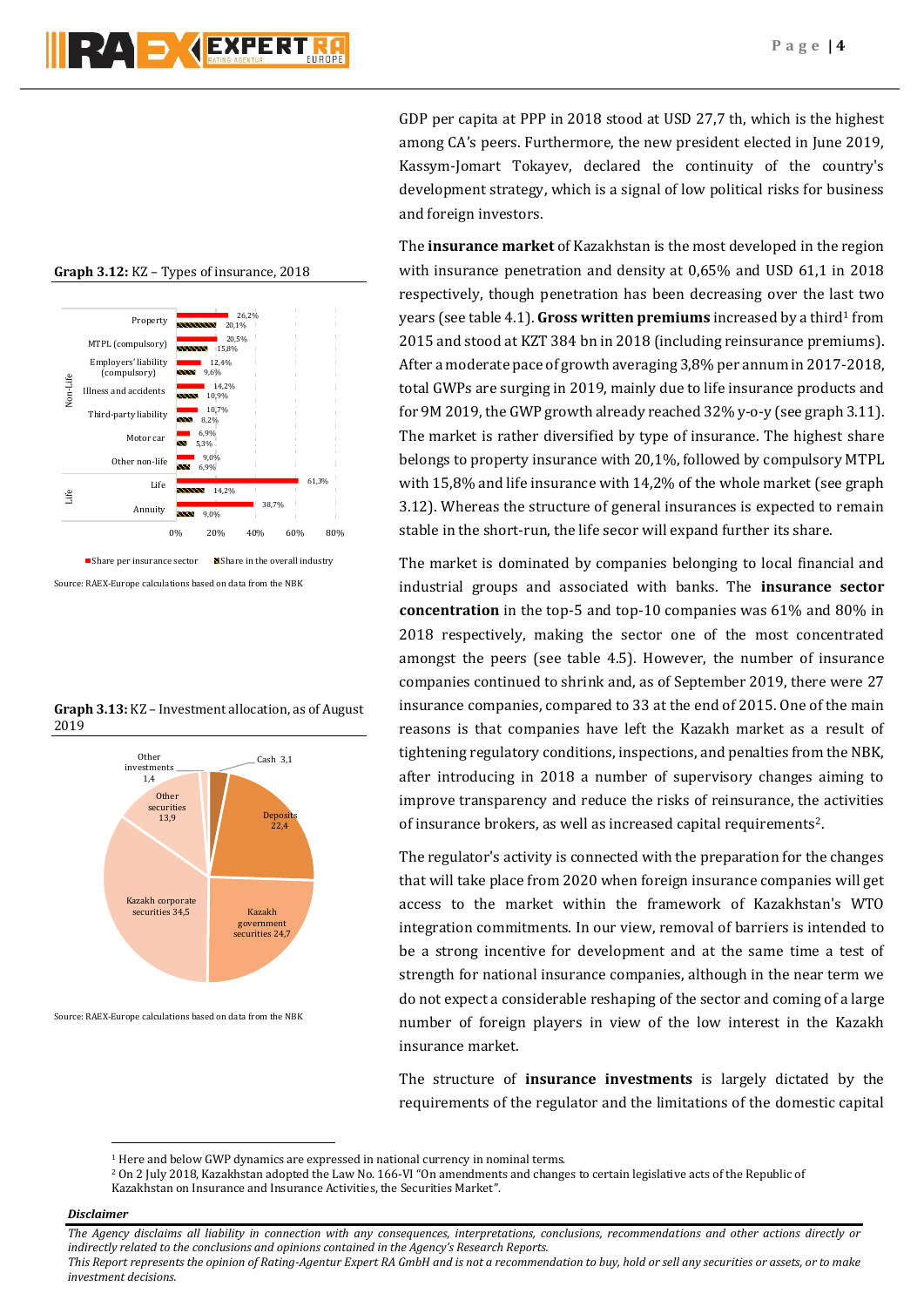GDP per capita at PPP in 2018 stood at USD 27,7 th, which is the highest among CA's peers. Furthermore, the new president elected in June 2019, Kassym-Jomart Tokayev, declared the continuity of the country's development strategy, which is a signal of low political risks for business and foreign investors.

The **insurance market** of Kazakhstan is the most developed in the region with insurance penetration and density at 0,65% and USD 61,1 in 2018 respectively, though penetration has been decreasing over the last two years (see table 4.1). **Gross written premiums** increased by a third[1] from 2015 and stood at KZT 384 bn in 2018 (including reinsurance premiums). After a moderate pace of growth averaging 3,8% per annum in 2017-2018, total GWPs are surging in 2019, mainly due to life insurance products and for 9M 2019, the GWP growth already reached 32% y-o-y (see graph 3.11). The market is rather diversified by type of insurance. The highest share belongs to property insurance with 20,1%, followed by compulsory MTPL with 15,8% and life insurance with 14,2% of the whole market (see graph 3.12). Whereas the structure of general insurances is expected to remain stable in the short-run, the life secor will expand further its share.

**Graph 3.12:** KZ – Types of insurance, 2018

| | Type | Share per insurance sector | Share in the overall industry |
|---|---|---|---|
| Non-Life | Property | 26,2% | 20,1% |
| | MTPL (compulsory) | 20,5% | 15,8% |
| | Employers' liability (compulsory) | 12,4% | 9,6% |
| | Illness and accidents | 14,2% | 10,9% |
| | Third-party liability | 10,7% | 8,2% |
| | Motor car | 6,9% | 5,3% |
| | Other non-life | 9,0% | 6,9% |
| Life | Life | 61,3% | 14,2% |
| | Annuity | 38,7% | 9,0% |

Source: RAEX-Europe calculations based on data from the NBK

The market is dominated by companies belonging to local financial and industrial groups and associated with banks. The **insurance sector concentration** in the top-5 and top-10 companies was 61% and 80% in 2018 respectively, making the sector one of the most concentrated amongst the peers (see table 4.5). However, the number of insurance companies continued to shrink and, as of September 2019, there were 27 insurance companies, compared to 33 at the end of 2015. One of the main reasons is that companies have left the Kazakh market as a result of tightening regulatory conditions, inspections, and penalties from the NBK, after introducing in 2018 a number of supervisory changes aiming to improve transparency and reduce the risks of reinsurance, the activities of insurance brokers, as well as increased capital requirements[2].

**Graph 3.13:** KZ – Investment allocation, as of August 2019

| Investment | Share |
|---|---|
| Cash | 3,1 |
| Deposits | 22,4 |
| Kazakh government securities | 24,7 |
| Kazakh corporate securities | 34,5 |
| Other securities | 13,9 |
| Other investments | 1,4 |

Source: RAEX-Europe calculations based on data from the NBK

The regulator's activity is connected with the preparation for the changes that will take place from 2020 when foreign insurance companies will get access to the market within the framework of Kazakhstan's WTO integration commitments. In our view, removal of barriers is intended to be a strong incentive for development and at the same time a test of strength for national insurance companies, although in the near term we do not expect a considerable reshaping of the sector and coming of a large number of foreign players in view of the low interest in the Kazakh insurance market.

The structure of **insurance investments** is largely dictated by the requirements of the regulator and the limitations of the domestic capital

[1] Here and below GWP dynamics are expressed in national currency in nominal terms.

[2] On 2 July 2018, Kazakhstan adopted the Law No. 166-VI "On amendments and changes to certain legislative acts of the Republic of Kazakhstan on Insurance and Insurance Activities, the Securities Market".

***Disclaimer***

*The Agency disclaims all liability in connection with any consequences, interpretations, conclusions, recommendations and other actions directly or indirectly related to the conclusions and opinions contained in the Agency's Research Reports.*
*This Report represents the opinion of Rating-Agentur Expert RA GmbH and is not a recommendation to buy, hold or sell any securities or assets, or to make investment decisions.*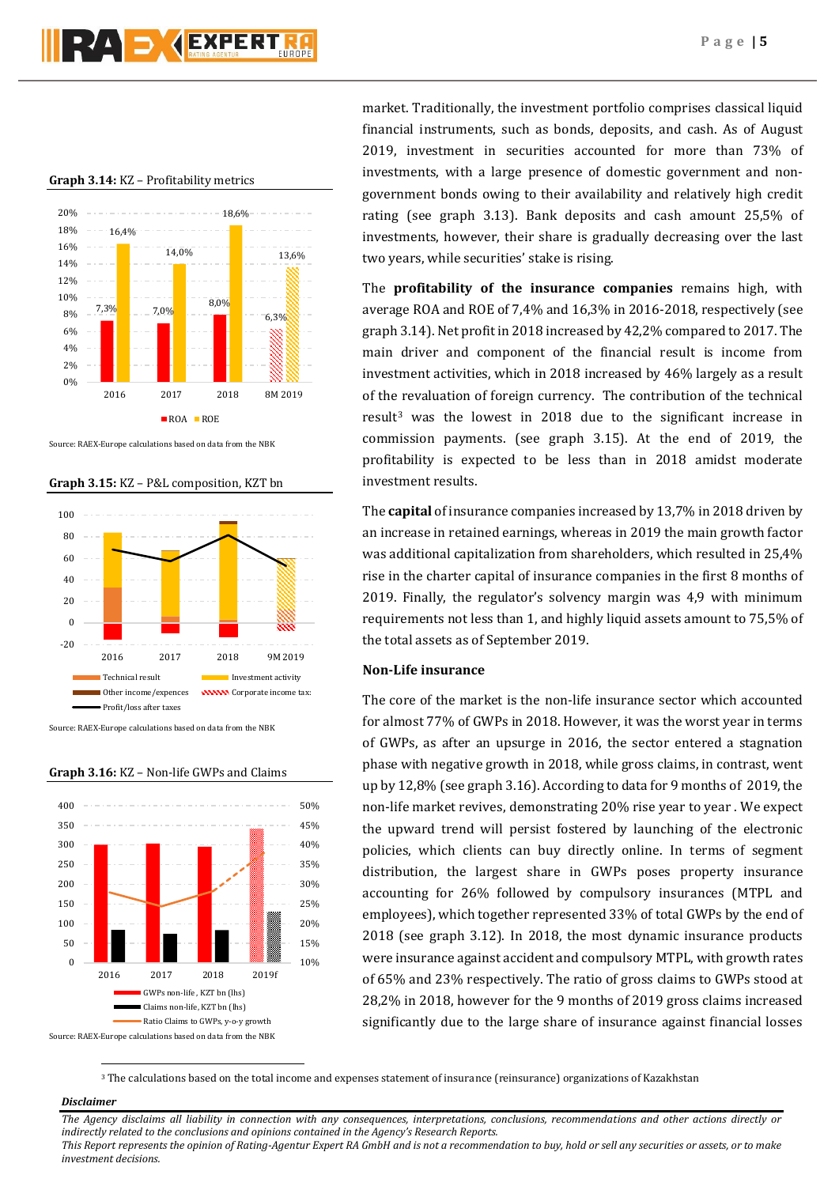**Graph 3.14:** KZ – Profitability metrics

| | ROA | ROE |
|---|---|---|
| 2016 | 7,3% | 16,4% |
| 2017 | 7,0% | 14,0% |
| 2018 | 8,0% | 18,6% |
| 8M 2019 | 6,3% | 13,6% |

Source: RAEX-Europe calculations based on data from the NBK

**Graph 3.15:** KZ – P&L composition, KZT bn

Legend: Technical result; Investment activity; Other income/expences; Corporate income tax; Profit/loss after taxes

Source: RAEX-Europe calculations based on data from the NBK

**Graph 3.16:** KZ – Non-life GWPs and Claims

Legend: GWPs non-life, KZT bn (lhs); Claims non-life, KZT bn (lhs); Ratio Claims to GWPs, y-o-y growth

Source: RAEX-Europe calculations based on data from the NBK

market. Traditionally, the investment portfolio comprises classical liquid financial instruments, such as bonds, deposits, and cash. As of August 2019, investment in securities accounted for more than 73% of investments, with a large presence of domestic government and non-government bonds owing to their availability and relatively high credit rating (see graph 3.13). Bank deposits and cash amount 25,5% of investments, however, their share is gradually decreasing over the last two years, while securities' stake is rising.

The **profitability of the insurance companies** remains high, with average ROA and ROE of 7,4% and 16,3% in 2016-2018, respectively (see graph 3.14). Net profit in 2018 increased by 42,2% compared to 2017. The main driver and component of the financial result is income from investment activities, which in 2018 increased by 46% largely as a result of the revaluation of foreign currency. The contribution of the technical result[3] was the lowest in 2018 due to the significant increase in commission payments. (see graph 3.15). At the end of 2019, the profitability is expected to be less than in 2018 amidst moderate investment results.

The **capital** of insurance companies increased by 13,7% in 2018 driven by an increase in retained earnings, whereas in 2019 the main growth factor was additional capitalization from shareholders, which resulted in 25,4% rise in the charter capital of insurance companies in the first 8 months of 2019. Finally, the regulator's solvency margin was 4,9 with minimum requirements not less than 1, and highly liquid assets amount to 75,5% of the total assets as of September 2019.

### Non-Life insurance

The core of the market is the non-life insurance sector which accounted for almost 77% of GWPs in 2018. However, it was the worst year in terms of GWPs, as after an upsurge in 2016, the sector entered a stagnation phase with negative growth in 2018, while gross claims, in contrast, went up by 12,8% (see graph 3.16). According to data for 9 months of 2019, the non-life market revives, demonstrating 20% rise year to year . We expect the upward trend will persist fostered by launching of the electronic policies, which clients can buy directly online. In terms of segment distribution, the largest share in GWPs poses property insurance accounting for 26% followed by compulsory insurances (MTPL and employees), which together represented 33% of total GWPs by the end of 2018 (see graph 3.12). In 2018, the most dynamic insurance products were insurance against accident and compulsory MTPL, with growth rates of 65% and 23% respectively. The ratio of gross claims to GWPs stood at 28,2% in 2018, however for the 9 months of 2019 gross claims increased significantly due to the large share of insurance against financial losses

[3] The calculations based on the total income and expenses statement of insurance (reinsurance) organizations of Kazakhstan

***Disclaimer***

*The Agency disclaims all liability in connection with any consequences, interpretations, conclusions, recommendations and other actions directly or indirectly related to the conclusions and opinions contained in the Agency's Research Reports.*
*This Report represents the opinion of Rating-Agentur Expert RA GmbH and is not a recommendation to buy, hold or sell any securities or assets, or to make investment decisions.*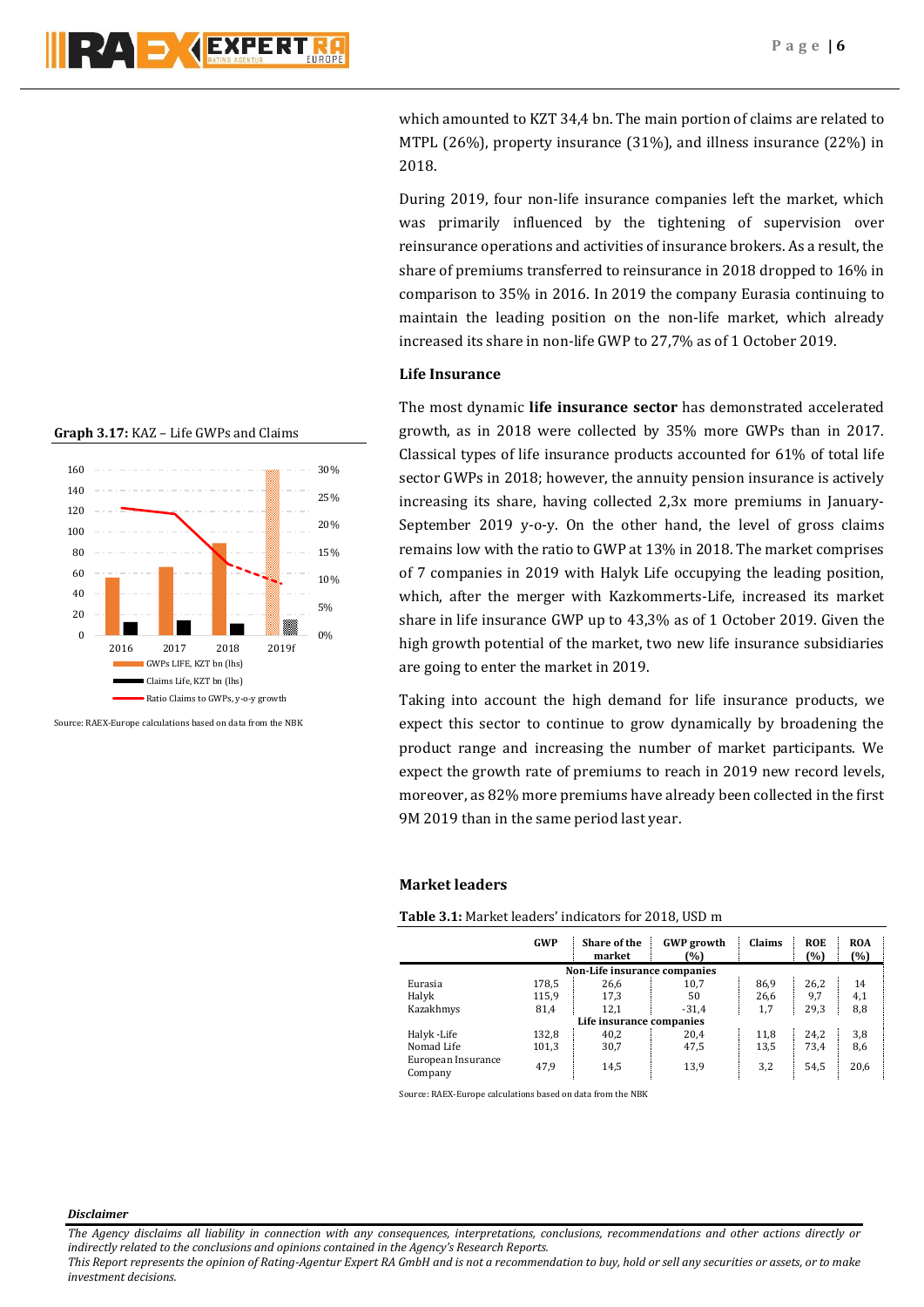which amounted to KZT 34,4 bn. The main portion of claims are related to MTPL (26%), property insurance (31%), and illness insurance (22%) in 2018.

During 2019, four non-life insurance companies left the market, which was primarily influenced by the tightening of supervision over reinsurance operations and activities of insurance brokers. As a result, the share of premiums transferred to reinsurance in 2018 dropped to 16% in comparison to 35% in 2016. In 2019 the company Eurasia continuing to maintain the leading position on the non-life market, which already increased its share in non-life GWP to 27,7% as of 1 October 2019.

### Life Insurance

**Graph 3.17:** KAZ – Life GWPs and Claims

Source: RAEX-Europe calculations based on data from the NBK

The most dynamic **life insurance sector** has demonstrated accelerated growth, as in 2018 were collected by 35% more GWPs than in 2017. Classical types of life insurance products accounted for 61% of total life sector GWPs in 2018; however, the annuity pension insurance is actively increasing its share, having collected 2,3x more premiums in January-September 2019 y-o-y. On the other hand, the level of gross claims remains low with the ratio to GWP at 13% in 2018. The market comprises of 7 companies in 2019 with Halyk Life occupying the leading position, which, after the merger with Kazkommerts-Life, increased its market share in life insurance GWP up to 43,3% as of 1 October 2019. Given the high growth potential of the market, two new life insurance subsidiaries are going to enter the market in 2019.

Taking into account the high demand for life insurance products, we expect this sector to continue to grow dynamically by broadening the product range and increasing the number of market participants. We expect the growth rate of premiums to reach in 2019 new record levels, moreover, as 82% more premiums have already been collected in the first 9M 2019 than in the same period last year.

### Market leaders

**Table 3.1:** Market leaders' indicators for 2018, USD m

| | GWP | Share of the market | GWP growth (%) | Claims | ROE (%) | ROA (%) |
|---|---|---|---|---|---|---|
| **Non-Life insurance companies** | | | | | | |
| Eurasia | 178,5 | 26,6 | 10,7 | 86,9 | 26,2 | 14 |
| Halyk | 115,9 | 17,3 | 50 | 26,6 | 9,7 | 4,1 |
| Kazakhmys | 81,4 | 12,1 | -31,4 | 1,7 | 29,3 | 8,8 |
| **Life insurance companies** | | | | | | |
| Halyk -Life | 132,8 | 40,2 | 20,4 | 11,8 | 24,2 | 3,8 |
| Nomad Life | 101,3 | 30,7 | 47,5 | 13,5 | 73,4 | 8,6 |
| European Insurance Company | 47,9 | 14,5 | 13,9 | 3,2 | 54,5 | 20,6 |

Source: RAEX-Europe calculations based on data from the NBK

***Disclaimer***

*The Agency disclaims all liability in connection with any consequences, interpretations, conclusions, recommendations and other actions directly or indirectly related to the conclusions and opinions contained in the Agency's Research Reports.*
*This Report represents the opinion of Rating-Agentur Expert RA GmbH and is not a recommendation to buy, hold or sell any securities or assets, or to make investment decisions.*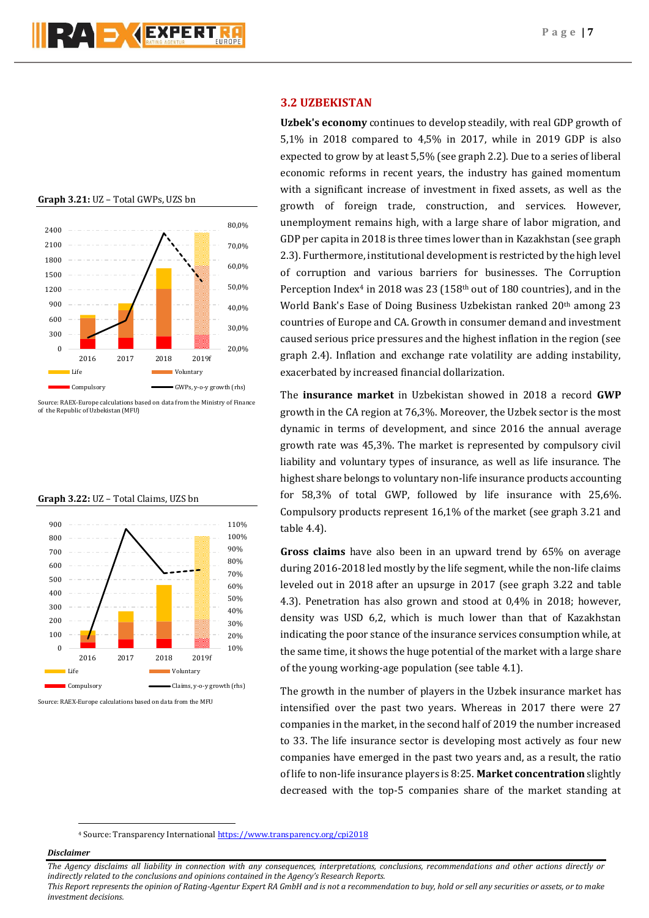## 3.2 UZBEKISTAN

**Uzbek's economy** continues to develop steadily, with real GDP growth of 5,1% in 2018 compared to 4,5% in 2017, while in 2019 GDP is also expected to grow by at least 5,5% (see graph 2.2). Due to a series of liberal economic reforms in recent years, the industry has gained momentum with a significant increase of investment in fixed assets, as well as the growth of foreign trade, construction, and services. However, unemployment remains high, with a large share of labor migration, and GDP per capita in 2018 is three times lower than in Kazakhstan (see graph 2.3). Furthermore, institutional development is restricted by the high level of corruption and various barriers for businesses. The Corruption Perception Index[4] in 2018 was 23 (158th out of 180 countries), and in the World Bank's Ease of Doing Business Uzbekistan ranked 20th among 23 countries of Europe and CA. Growth in consumer demand and investment caused serious price pressures and the highest inflation in the region (see graph 2.4). Inflation and exchange rate volatility are adding instability, exacerbated by increased financial dollarization.

**Graph 3.21:** UZ – Total GWPs, UZS bn

Legend: Life, Voluntary, Compulsory, GWPs, y-o-y growth (rhs)

Source: RAEX-Europe calculations based on data from the Ministry of Finance of the Republic of Uzbekistan (MFU)

The **insurance market** in Uzbekistan showed in 2018 a record **GWP** growth in the CA region at 76,3%. Moreover, the Uzbek sector is the most dynamic in terms of development, and since 2016 the annual average growth rate was 45,3%. The market is represented by compulsory civil liability and voluntary types of insurance, as well as life insurance. The highest share belongs to voluntary non-life insurance products accounting for 58,3% of total GWP, followed by life insurance with 25,6%. Compulsory products represent 16,1% of the market (see graph 3.21 and table 4.4).

**Graph 3.22:** UZ – Total Claims, UZS bn

Legend: Life, Voluntary, Compulsory, Claims, y-o-y growth (rhs)

Source: RAEX-Europe calculations based on data from the MFU

**Gross claims** have also been in an upward trend by 65% on average during 2016-2018 led mostly by the life segment, while the non-life claims leveled out in 2018 after an upsurge in 2017 (see graph 3.22 and table 4.3). Penetration has also grown and stood at 0,4% in 2018; however, density was USD 6,2, which is much lower than that of Kazakhstan indicating the poor stance of the insurance services consumption while, at the same time, it shows the huge potential of the market with a large share of the young working-age population (see table 4.1).

The growth in the number of players in the Uzbek insurance market has intensified over the past two years. Whereas in 2017 there were 27 companies in the market, in the second half of 2019 the number increased to 33. The life insurance sector is developing most actively as four new companies have emerged in the past two years and, as a result, the ratio of life to non-life insurance players is 8:25. **Market concentration** slightly decreased with the top-5 companies share of the market standing at

[4] Source: Transparency International https://www.transparency.org/cpi2018

***Disclaimer***

*The Agency disclaims all liability in connection with any consequences, interpretations, conclusions, recommendations and other actions directly or indirectly related to the conclusions and opinions contained in the Agency's Research Reports.*
*This Report represents the opinion of Rating-Agentur Expert RA GmbH and is not a recommendation to buy, hold or sell any securities or assets, or to make investment decisions.*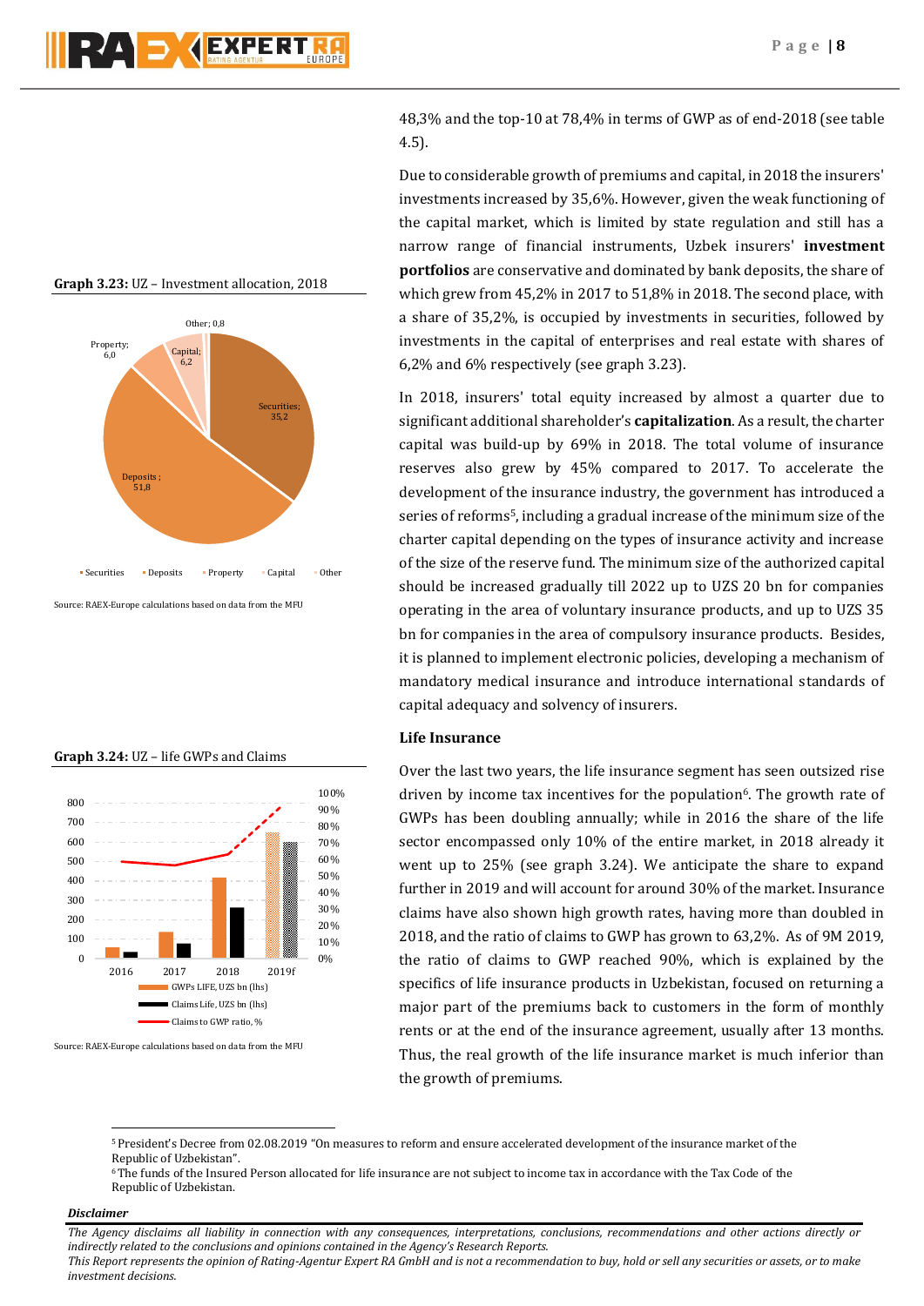48,3% and the top-10 at 78,4% in terms of GWP as of end-2018 (see table 4.5).

Due to considerable growth of premiums and capital, in 2018 the insurers' investments increased by 35,6%. However, given the weak functioning of the capital market, which is limited by state regulation and still has a narrow range of financial instruments, Uzbek insurers' **investment portfolios** are conservative and dominated by bank deposits, the share of which grew from 45,2% in 2017 to 51,8% in 2018. The second place, with a share of 35,2%, is occupied by investments in securities, followed by investments in the capital of enterprises and real estate with shares of 6,2% and 6% respectively (see graph 3.23).

**Graph 3.23:** UZ – Investment allocation, 2018

| Category | Share, % |
|---|---|
| Securities | 35,2 |
| Deposits | 51,8 |
| Property | 6,0 |
| Capital | 6,2 |
| Other | 0,8 |

Source: RAEX-Europe calculations based on data from the MFU

In 2018, insurers' total equity increased by almost a quarter due to significant additional shareholder's **capitalization**. As a result, the charter capital was build-up by 69% in 2018. The total volume of insurance reserves also grew by 45% compared to 2017. To accelerate the development of the insurance industry, the government has introduced a series of reforms[5], including a gradual increase of the minimum size of the charter capital depending on the types of insurance activity and increase of the size of the reserve fund. The minimum size of the authorized capital should be increased gradually till 2022 up to UZS 20 bn for companies operating in the area of voluntary insurance products, and up to UZS 35 bn for companies in the area of compulsory insurance products. Besides, it is planned to implement electronic policies, developing a mechanism of mandatory medical insurance and introduce international standards of capital adequacy and solvency of insurers.

## Life Insurance

Over the last two years, the life insurance segment has seen outsized rise driven by income tax incentives for the population[6]. The growth rate of GWPs has been doubling annually; while in 2016 the share of the life sector encompassed only 10% of the entire market, in 2018 already it went up to 25% (see graph 3.24). We anticipate the share to expand further in 2019 and will account for around 30% of the market. Insurance claims have also shown high growth rates, having more than doubled in 2018, and the ratio of claims to GWP has grown to 63,2%. As of 9M 2019, the ratio of claims to GWP reached 90%, which is explained by the specifics of life insurance products in Uzbekistan, focused on returning a major part of the premiums back to customers in the form of monthly rents or at the end of the insurance agreement, usually after 13 months. Thus, the real growth of the life insurance market is much inferior than the growth of premiums.

**Graph 3.24:** UZ – life GWPs and Claims

Legend: GWPs LIFE, UZS bn (lhs); Claims Life, UZS bn (lhs); Claims to GWP ratio, % (rhs)

Years: 2016, 2017, 2018, 2019f

Source: RAEX-Europe calculations based on data from the MFU

---

[5] President's Decree from 02.08.2019 "On measures to reform and ensure accelerated development of the insurance market of the Republic of Uzbekistan".

[6] The funds of the Insured Person allocated for life insurance are not subject to income tax in accordance with the Tax Code of the Republic of Uzbekistan.

***Disclaimer***

*The Agency disclaims all liability in connection with any consequences, interpretations, conclusions, recommendations and other actions directly or indirectly related to the conclusions and opinions contained in the Agency's Research Reports.*
*This Report represents the opinion of Rating-Agentur Expert RA GmbH and is not a recommendation to buy, hold or sell any securities or assets, or to make investment decisions.*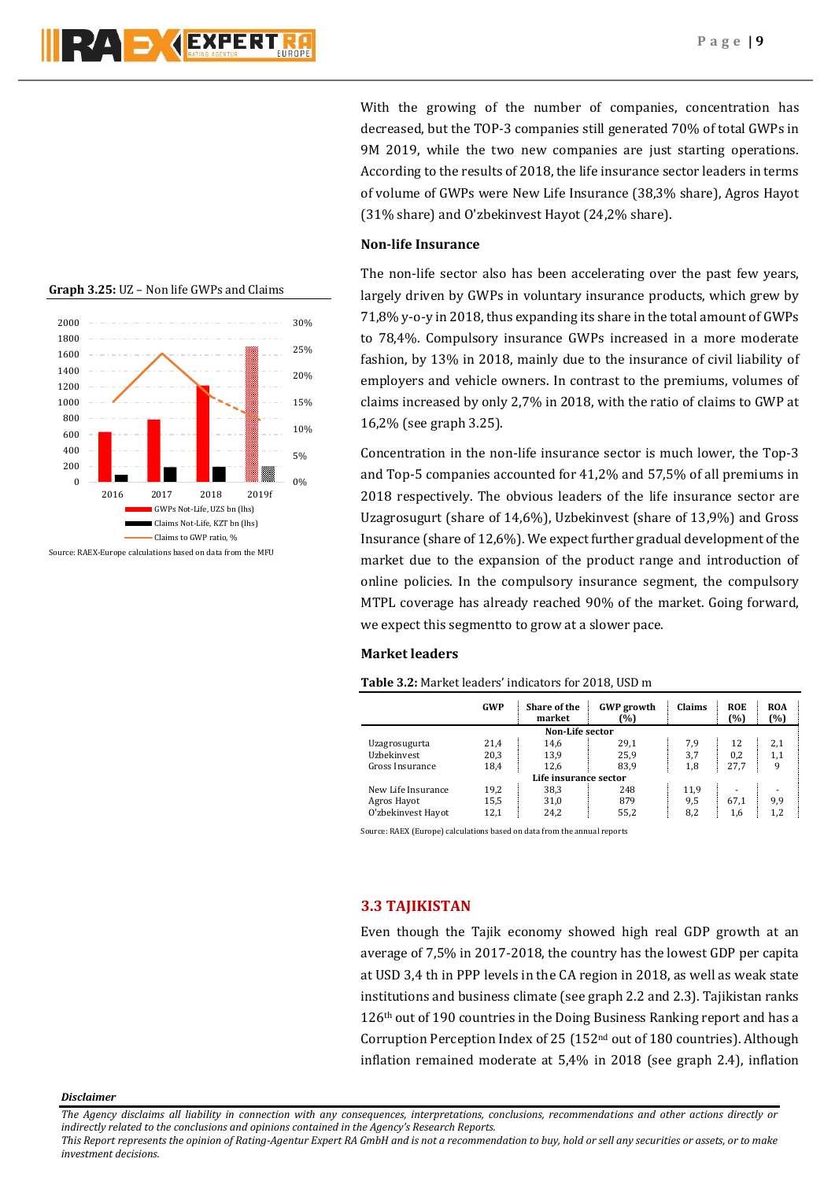With the growing of the number of companies, concentration has decreased, but the TOP-3 companies still generated 70% of total GWPs in 9M 2019, while the two new companies are just starting operations. According to the results of 2018, the life insurance sector leaders in terms of volume of GWPs were New Life Insurance (38,3% share), Agros Hayot (31% share) and O'zbekinvest Hayot (24,2% share).

### Non-life Insurance

**Graph 3.25:** UZ – Non life GWPs and Claims

Source: RAEX-Europe calculations based on data from the MFU

The non-life sector also has been accelerating over the past few years, largely driven by GWPs in voluntary insurance products, which grew by 71,8% y-o-y in 2018, thus expanding its share in the total amount of GWPs to 78,4%. Compulsory insurance GWPs increased in a more moderate fashion, by 13% in 2018, mainly due to the insurance of civil liability of employers and vehicle owners. In contrast to the premiums, volumes of claims increased by only 2,7% in 2018, with the ratio of claims to GWP at 16,2% (see graph 3.25).

Concentration in the non-life insurance sector is much lower, the Top-3 and Top-5 companies accounted for 41,2% and 57,5% of all premiums in 2018 respectively. The obvious leaders of the life insurance sector are Uzagrosugurt (share of 14,6%), Uzbekinvest (share of 13,9%) and Gross Insurance (share of 12,6%). We expect further gradual development of the market due to the expansion of the product range and introduction of online policies. In the compulsory insurance segment, the compulsory MTPL coverage has already reached 90% of the market. Going forward, we expect this segmentto to grow at a slower pace.

### Market leaders

**Table 3.2:** Market leaders' indicators for 2018, USD m

| | GWP | Share of the market | GWP growth (%) | Claims | ROE (%) | ROA (%) |
|---|---|---|---|---|---|---|
| **Non-Life sector** | | | | | | |
| Uzagrosugurta | 21,4 | 14,6 | 29,1 | 7,9 | 12 | 2,1 |
| Uzbekinvest | 20,3 | 13,9 | 25,9 | 3,7 | 0,2 | 1,1 |
| Gross Insurance | 18,4 | 12,6 | 83,9 | 1,8 | 27,7 | 9 |
| **Life insurance sector** | | | | | | |
| New Life Insurance | 19,2 | 38,3 | 248 | 11,9 | - | - |
| Agros Hayot | 15,5 | 31,0 | 879 | 9,5 | 67,1 | 9,9 |
| O'zbekinvest Hayot | 12,1 | 24,2 | 55,2 | 8,2 | 1,6 | 1,2 |

Source: RAEX (Europe) calculations based on data from the annual reports

## 3.3 TAJIKISTAN

Even though the Tajik economy showed high real GDP growth at an average of 7,5% in 2017-2018, the country has the lowest GDP per capita at USD 3,4 th in PPP levels in the CA region in 2018, as well as weak state institutions and business climate (see graph 2.2 and 2.3). Tajikistan ranks 126th out of 190 countries in the Doing Business Ranking report and has a Corruption Perception Index of 25 (152nd out of 180 countries). Although inflation remained moderate at 5,4% in 2018 (see graph 2.4), inflation

*Disclaimer*

*The Agency disclaims all liability in connection with any consequences, interpretations, conclusions, recommendations and other actions directly or indirectly related to the conclusions and opinions contained in the Agency's Research Reports.*
*This Report represents the opinion of Rating-Agentur Expert RA GmbH and is not a recommendation to buy, hold or sell any securities or assets, or to make investment decisions.*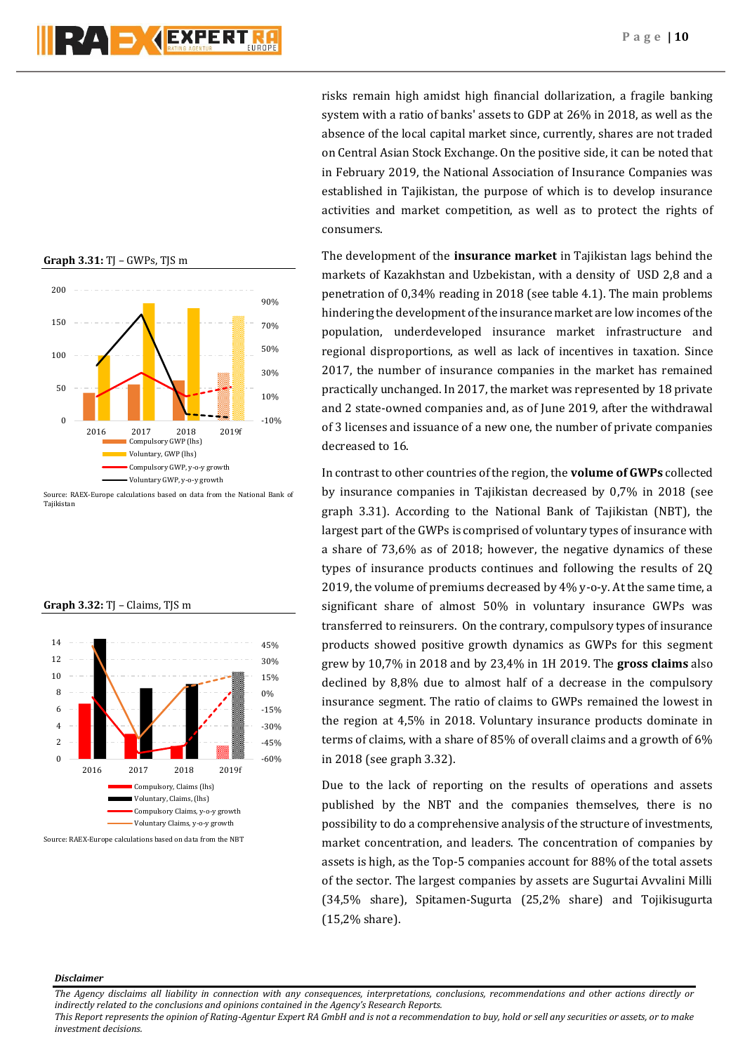risks remain high amidst high financial dollarization, a fragile banking system with a ratio of banks' assets to GDP at 26% in 2018, as well as the absence of the local capital market since, currently, shares are not traded on Central Asian Stock Exchange. On the positive side, it can be noted that in February 2019, the National Association of Insurance Companies was established in Tajikistan, the purpose of which is to develop insurance activities and market competition, as well as to protect the rights of consumers.

**Graph 3.31:** TJ – GWPs, TJS m

Source: RAEX-Europe calculations based on data from the National Bank of Tajikistan

The development of the **insurance market** in Tajikistan lags behind the markets of Kazakhstan and Uzbekistan, with a density of USD 2,8 and a penetration of 0,34% reading in 2018 (see table 4.1). The main problems hindering the development of the insurance market are low incomes of the population, underdeveloped insurance market infrastructure and regional disproportions, as well as lack of incentives in taxation. Since 2017, the number of insurance companies in the market has remained practically unchanged. In 2017, the market was represented by 18 private and 2 state-owned companies and, as of June 2019, after the withdrawal of 3 licenses and issuance of a new one, the number of private companies decreased to 16.

In contrast to other countries of the region, the **volume of GWPs** collected by insurance companies in Tajikistan decreased by 0,7% in 2018 (see graph 3.31). According to the National Bank of Tajikistan (NBT), the largest part of the GWPs is comprised of voluntary types of insurance with a share of 73,6% as of 2018; however, the negative dynamics of these types of insurance products continues and following the results of 2Q 2019, the volume of premiums decreased by 4% y-o-y. At the same time, a significant share of almost 50% in voluntary insurance GWPs was transferred to reinsurers. On the contrary, compulsory types of insurance products showed positive growth dynamics as GWPs for this segment grew by 10,7% in 2018 and by 23,4% in 1H 2019. The **gross claims** also declined by 8,8% due to almost half of a decrease in the compulsory insurance segment. The ratio of claims to GWPs remained the lowest in the region at 4,5% in 2018. Voluntary insurance products dominate in terms of claims, with a share of 85% of overall claims and a growth of 6% in 2018 (see graph 3.32).

**Graph 3.32:** TJ – Claims, TJS m

Source: RAEX-Europe calculations based on data from the NBT

Due to the lack of reporting on the results of operations and assets published by the NBT and the companies themselves, there is no possibility to do a comprehensive analysis of the structure of investments, market concentration, and leaders. The concentration of companies by assets is high, as the Top-5 companies account for 88% of the total assets of the sector. The largest companies by assets are Sugurtai Avvalini Milli (34,5% share), Spitamen-Sugurta (25,2% share) and Tojikisugurta (15,2% share).

***Disclaimer***

*The Agency disclaims all liability in connection with any consequences, interpretations, conclusions, recommendations and other actions directly or indirectly related to the conclusions and opinions contained in the Agency's Research Reports.*
*This Report represents the opinion of Rating-Agentur Expert RA GmbH and is not a recommendation to buy, hold or sell any securities or assets, or to make investment decisions.*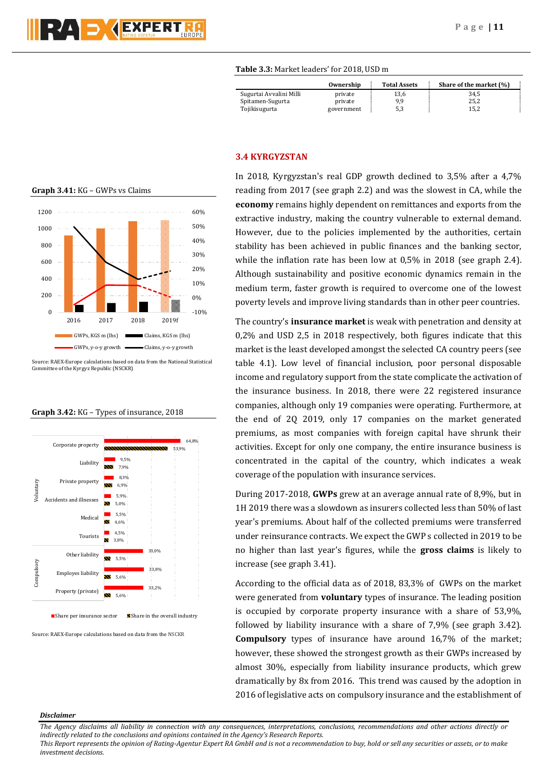**Table 3.3:** Market leaders' for 2018, USD m

| | Ownership | Total Assets | Share of the market (%) |
|---|---|---|---|
| Sugurtai Avvalini Milli | private | 13,6 | 34,5 |
| Spitamen-Sugurta | private | 9,9 | 25,2 |
| Tojikisugurta | government | 5,3 | 15,2 |

## 3.4 KYRGYZSTAN

In 2018, Kyrgyzstan's real GDP growth declined to 3,5% after a 4,7% reading from 2017 (see graph 2.2) and was the slowest in CA, while the **economy** remains highly dependent on remittances and exports from the extractive industry, making the country vulnerable to external demand. However, due to the policies implemented by the authorities, certain stability has been achieved in public finances and the banking sector, while the inflation rate has been low at 0,5% in 2018 (see graph 2.4). Although sustainability and positive economic dynamics remain in the medium term, faster growth is required to overcome one of the lowest poverty levels and improve living standards than in other peer countries.

The country's **insurance market** is weak with penetration and density at 0,2% and USD 2,5 in 2018 respectively, both figures indicate that this market is the least developed amongst the selected CA country peers (see table 4.1). Low level of financial inclusion, poor personal disposable income and regulatory support from the state complicate the activation of the insurance business. In 2018, there were 22 registered insurance companies, although only 19 companies were operating. Furthermore, at the end of 2Q 2019, only 17 companies on the market generated premiums, as most companies with foreign capital have shrunk their activities. Except for only one company, the entire insurance business is concentrated in the capital of the country, which indicates a weak coverage of the population with insurance services.

During 2017-2018, **GWPs** grew at an average annual rate of 8,9%, but in 1H 2019 there was a slowdown as insurers collected less than 50% of last year's premiums. About half of the collected premiums were transferred under reinsurance contracts. We expect the GWP s collected in 2019 to be no higher than last year's figures, while the **gross claims** is likely to increase (see graph 3.41).

According to the official data as of 2018, 83,3% of GWPs on the market were generated from **voluntary** types of insurance. The leading position is occupied by corporate property insurance with a share of 53,9%, followed by liability insurance with a share of 7,9% (see graph 3.42). **Compulsory** types of insurance have around 16,7% of the market; however, these showed the strongest growth as their GWPs increased by almost 30%, especially from liability insurance products, which grew dramatically by 8x from 2016. This trend was caused by the adoption in 2016 of legislative acts on compulsory insurance and the establishment of

**Graph 3.41:** KG – GWPs vs Claims

Source: RAEX-Europe calculations based on data from the National Statistical Committee of the Kyrgyz Republic (NSCKR)

**Graph 3.42:** KG – Types of insurance, 2018

Source: RAEX-Europe calculations based on data from the NSCKR

***Disclaimer***

*The Agency disclaims all liability in connection with any consequences, interpretations, conclusions, recommendations and other actions directly or indirectly related to the conclusions and opinions contained in the Agency's Research Reports.*
*This Report represents the opinion of Rating-Agentur Expert RA GmbH and is not a recommendation to buy, hold or sell any securities or assets, or to make investment decisions.*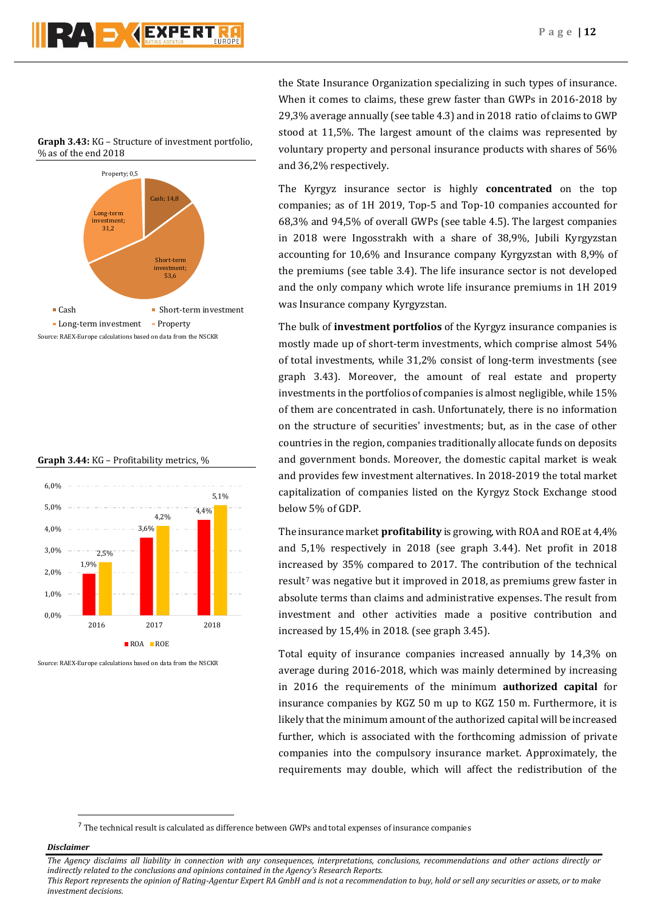**Graph 3.43:** KG – Structure of investment portfolio, % as of the end 2018

Property; 0,5
Cash; 14,8
Long-term investment; 31,2
Short-term investment; 53,6

■ Cash ■ Short-term investment
■ Long-term investment ■ Property

Source: RAEX-Europe calculations based on data from the NSCKR

**Graph 3.44:** KG – Profitability metrics, %

| | 2016 | 2017 | 2018 |
|---|---|---|---|
| ROA | 1,9% | 3,6% | 4,4% |
| ROE | 2,5% | 4,2% | 5,1% |

Source: RAEX-Europe calculations based on data from the NSCKR

the State Insurance Organization specializing in such types of insurance. When it comes to claims, these grew faster than GWPs in 2016-2018 by 29,3% average annually (see table 4.3) and in 2018 ratio of claims to GWP stood at 11,5%. The largest amount of the claims was represented by voluntary property and personal insurance products with shares of 56% and 36,2% respectively.

The Kyrgyz insurance sector is highly **concentrated** on the top companies; as of 1H 2019, Top-5 and Top-10 companies accounted for 68,3% and 94,5% of overall GWPs (see table 4.5). The largest companies in 2018 were Ingosstrakh with a share of 38,9%, Jubili Kyrgyzstan accounting for 10,6% and Insurance company Kyrgyzstan with 8,9% of the premiums (see table 3.4). The life insurance sector is not developed and the only company which wrote life insurance premiums in 1H 2019 was Insurance company Kyrgyzstan.

The bulk of **investment portfolios** of the Kyrgyz insurance companies is mostly made up of short-term investments, which comprise almost 54% of total investments, while 31,2% consist of long-term investments (see graph 3.43). Moreover, the amount of real estate and property investments in the portfolios of companies is almost negligible, while 15% of them are concentrated in cash. Unfortunately, there is no information on the structure of securities' investments; but, as in the case of other countries in the region, companies traditionally allocate funds on deposits and government bonds. Moreover, the domestic capital market is weak and provides few investment alternatives. In 2018-2019 the total market capitalization of companies listed on the Kyrgyz Stock Exchange stood below 5% of GDP.

The insurance market **profitability** is growing, with ROA and ROE at 4,4% and 5,1% respectively in 2018 (see graph 3.44). Net profit in 2018 increased by 35% compared to 2017. The contribution of the technical result[7] was negative but it improved in 2018, as premiums grew faster in absolute terms than claims and administrative expenses. The result from investment and other activities made a positive contribution and increased by 15,4% in 2018. (see graph 3.45).

Total equity of insurance companies increased annually by 14,3% on average during 2016-2018, which was mainly determined by increasing in 2016 the requirements of the minimum **authorized capital** for insurance companies by KGZ 50 m up to KGZ 150 m. Furthermore, it is likely that the minimum amount of the authorized capital will be increased further, which is associated with the forthcoming admission of private companies into the compulsory insurance market. Approximately, the requirements may double, which will affect the redistribution of the

[7] The technical result is calculated as difference between GWPs and total expenses of insurance companies

***Disclaimer***

*The Agency disclaims all liability in connection with any consequences, interpretations, conclusions, recommendations and other actions directly or indirectly related to the conclusions and opinions contained in the Agency's Research Reports.*
*This Report represents the opinion of Rating-Agentur Expert RA GmbH and is not a recommendation to buy, hold or sell any securities or assets, or to make investment decisions.*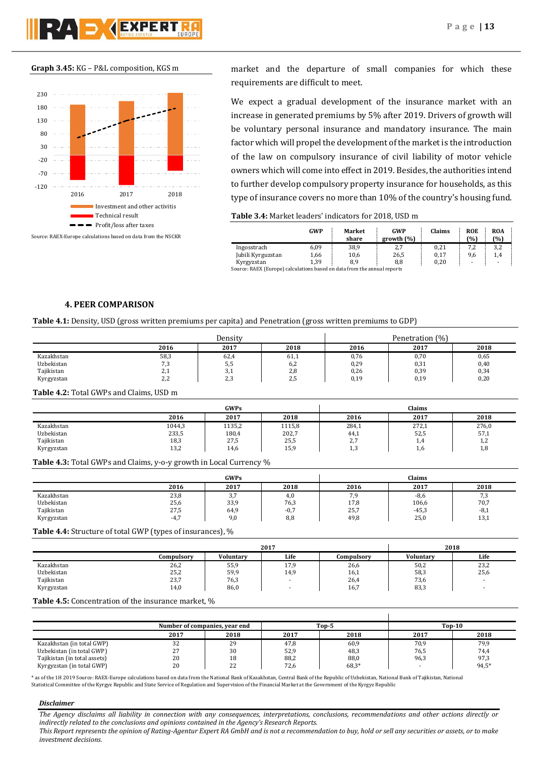**Graph 3.45:** KG – P&L composition, KGS m

230
180
130
80
30
-20
-70
-120
2016
2017
2018
Investment and other activitis
Technical result
Profit/loss after taxes

Source: RAEX-Europe calculations based on data from the NSCKR

market and the departure of small companies for which these requirements are difficult to meet.

We expect a gradual development of the insurance market with an increase in generated premiums by 5% after 2019. Drivers of growth will be voluntary personal insurance and mandatory insurance. The main factor which will propel the development of the market is the introduction of the law on compulsory insurance of civil liability of motor vehicle owners which will come into effect in 2019. Besides, the authorities intend to further develop compulsory property insurance for households, as this type of insurance covers no more than 10% of the country's housing fund.

**Table 3.4:** Market leaders' indicators for 2018, USD m

| | GWP | Market share | GWP growth (%) | Claims | ROE (%) | ROA (%) |
|---|---|---|---|---|---|---|
| Ingosstrach | 6,09 | 38,9 | 2,7 | 0,21 | 7,2 | 3,2 |
| Jubili Kyrguzstan | 1,66 | 10,6 | 26,5 | 0,17 | 9,6 | 1,4 |
| Kyrgyzstan | 1,39 | 8,9 | 8,8 | 0,20 | - | - |

Source: RAEX (Europe) calculations based on data from the annual reports

## 4. PEER COMPARISON

**Table 4.1:** Density, USD (gross written premiums per capita) and Penetration (gross written premiums to GDP)

| | Density | | | Penetration (%) | | |
|---|---|---|---|---|---|---|
| | 2016 | 2017 | 2018 | 2016 | 2017 | 2018 |
| Kazakhstan | 58,3 | 62,4 | 61,1 | 0,76 | 0,70 | 0,65 |
| Uzbekistan | 7,3 | 5,5 | 6,2 | 0,29 | 0,31 | 0,40 |
| Tajikistan | 2,1 | 3,1 | 2,8 | 0,26 | 0,39 | 0,34 |
| Kyrgyzstan | 2,2 | 2,3 | 2,5 | 0,19 | 0,19 | 0,20 |

**Table 4.2:** Total GWPs and Claims, USD m

| | GWPs | | | Claims | | |
|---|---|---|---|---|---|---|
| | 2016 | 2017 | 2018 | 2016 | 2017 | 2018 |
| Kazakhstan | 1044,3 | 1135,2 | 1115,8 | 284,1 | 272,1 | 276,0 |
| Uzbekistan | 233,5 | 180,4 | 202,7 | 44,1 | 52,5 | 57,1 |
| Tajikistan | 18,3 | 27,5 | 25,5 | 2,7 | 1,4 | 1,2 |
| Kyrgyzstan | 13,2 | 14,6 | 15,9 | 1,3 | 1,6 | 1,8 |

**Table 4.3:** Total GWPs and Claims, y-o-y growth in Local Currency %

| | GWPs | | | Claims | | |
|---|---|---|---|---|---|---|
| | 2016 | 2017 | 2018 | 2016 | 2017 | 2018 |
| Kazakhstan | 23,8 | 3,7 | 4,0 | 7,9 | -8,6 | 7,3 |
| Uzbekistan | 25,6 | 33,9 | 76,3 | 17,8 | 106,6 | 70,7 |
| Tajikistan | 27,5 | 64,9 | -0,7 | 25,7 | -45,3 | -8,1 |
| Kyrgyzstan | -4,7 | 9,0 | 8,8 | 49,8 | 25,0 | 13,1 |

**Table 4.4:** Structure of total GWP (types of insurances), %

| | 2017 | | | 2018 | | |
|---|---|---|---|---|---|---|
| | Compulsory | Voluntary | Life | Compulsory | Voluntary | Life |
| Kazakhstan | 26,2 | 55,9 | 17,9 | 26,6 | 50,2 | 23,2 |
| Uzbekistan | 25,2 | 59,9 | 14,9 | 16,1 | 58,3 | 25,6 |
| Tajikistan | 23,7 | 76,3 | - | 26,4 | 73,6 | - |
| Kyrgyzstan | 14,0 | 86,0 | - | 16,7 | 83,3 | - |

**Table 4.5:** Concentration of the insurance market, %

| | Number of companies, year end | | Top-5 | | Top-10 | |
|---|---|---|---|---|---|---|
| | 2017 | 2018 | 2017 | 2018 | 2017 | 2018 |
| Kazakhstan (in total GWP) | 32 | 29 | 47,8 | 60,9 | 70,9 | 79,9 |
| Uzbekistan (in total GWP) | 27 | 30 | 52,9 | 48,3 | 76,5 | 74,4 |
| Tajikistan (in total assets) | 20 | 18 | 88,2 | 88,0 | 96,3 | 97,3 |
| Kyrgyzstan (in total GWP) | 20 | 22 | 72,6 | 68,3* | - | 94,5* |

\* as of the 1H 2019 Source: RAEX-Europe calculations based on data from the National Bank of Kazakhstan, Central Bank of the Republic of Uzbekistan, National Bank of Tajikistan, National Statistical Committee of the Kyrgyz Republic and State Service of Regulation and Supervision of the Financial Market at the Government of the Kyrgyz Republic

***Disclaimer***

*The Agency disclaims all liability in connection with any consequences, interpretations, conclusions, recommendations and other actions directly or indirectly related to the conclusions and opinions contained in the Agency's Research Reports.*

*This Report represents the opinion of Rating-Agentur Expert RA GmbH and is not a recommendation to buy, hold or sell any securities or assets, or to make investment decisions.*